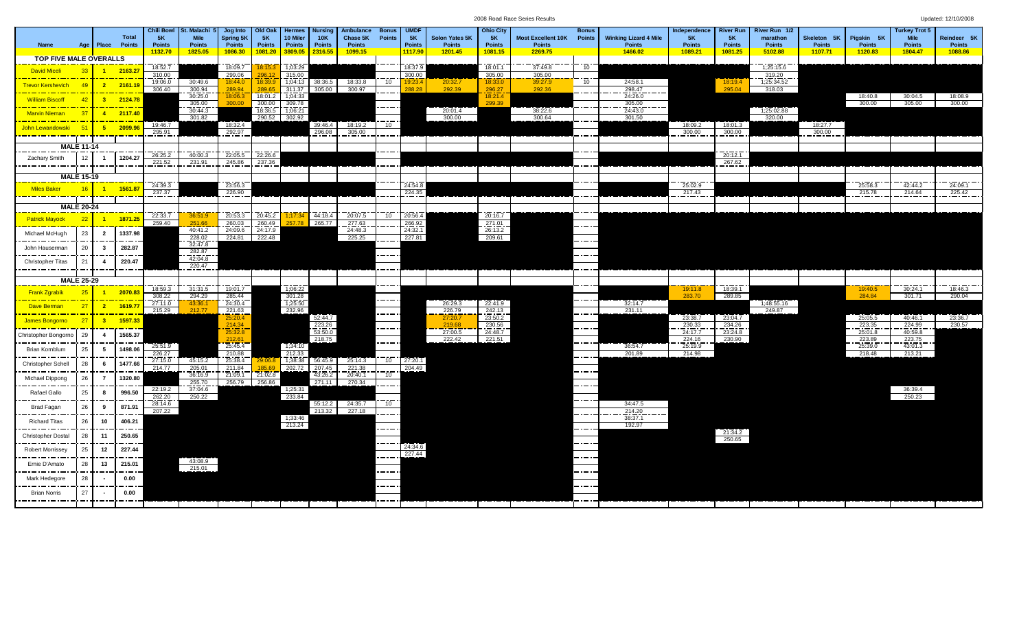# 2008 Road Race Series Results

Updated: 12/10/2008

| Name | Age | Place | Total Points | Chili Bowl 5K Points | St. Malachi 5 Mile Points | Jog Into Spring 5K Points | Old Oak 5K Points | Hermes 10 Miler Points | Nursing 10K Points | Ambulance Chase 5K Points | Bonus Points | UMDF 5K Points | Solon Yates 5K Points | Ohio City 5K Points | Most Excellent 10K Points | Bonus Points | Winking Lizard 4 Mile Points | Independence 5K Points | River Run 5K Points | River Run 1/2 marathon Points | Skeleton 5K Points | Pigskin 5K Points | Turkey Trot 5 Mile Points | Reindeer 5K Points |
|---|---|---|---|---|---|---|---|---|---|---|---|---|---|---|---|---|---|---|---|---|---|---|---|---|
| | | | | 1132.70 | 1825.05 | 1086.30 | 1081.20 | 3809.05 | 2316.55 | 1099.15 | | 1117.90 | 1201.45 | 1081.15 | 2269.75 | | 1466.02 | 1089.21 | 1081.25 | 5102.88 | 1107.71 | 1120.83 | 1804.47 | 1088.86 |
| **TOP FIVE MALE OVERALLS** | | | | | | | | | | | | | | | | | | | | | | | | |
| David Miceli | 33 | 1 | 2163.27 | 18:52.7 / 310.00 | | 18:09.7 / 299.06 | 18:15.3 / 296.12 | 1:03:29 / 315.00 | | | | 18:37.9 / 300.00 | | 18:01.1 / 305.00 | 37:49.8 / 305.00 | 10 | | | | 1:25:15.6 / 319.20 | | | | |
| Trevor Kershevich | 49 | 2 | 2161.19 | 19:06.0 / 306.40 | 30:49.6 / 300.94 | 18:44.0 / 289.94 | 18:39.9 / 289.65 | 1:04:13 / 311.37 | 38:36.5 / 305.00 | 18:33.8 / 300.97 | 10 | 19:23.4 / 288.28 | 20:32.7 / 292.39 | 18:33.0 / 296.27 | 39:27.9 / 292.36 | 10 | 24:58.1 / 298.47 | | 18:19.4 / 295.04 | 1:25:34.52 / 318.03 | | | | |
| William Biscoff | 42 | 3 | 2124.78 | | 30:25.0 / 305.00 | 18:06.3 / 300.00 | 18:01.2 / 300.00 | 1:04:33 / 309.78 | | | | | | 18:21.4 / 299.39 | | | 24:26.0 / 305.00 | | | | | 18:40.8 / 300.00 | 30:04.5 / 305.00 | 18:08.9 / 300.00 |
| Marvin Nieman | 37 | 4 | 2117.40 | | 30:44.3 / 301.82 | | 18:36.5 / 290.52 | 1:06:21 / 302.92 | | | | | 20:01.4 / 300.00 | | 38:22.6 / 300.64 | | 24:43.0 / 301.50 | | | 1:25:02.88 / 320.00 | | | | |
| John Lewandowski | 51 | 5 | 2099.96 | 19:46.7 / 295.91 | | 18:32.4 / 292.97 | | | 39:46.4 / 296.08 | 18:19.2 / 305.00 | 10 | | | | | | | 18:09.2 / 300.00 | 18:01.3 / 300.00 | | 18:27.7 / 300.00 | | | |
| **MALE 11-14** | | | | | | | | | | | | | | | | | | | | | | | | |
| Zachary Smith | 12 | 1 | 1204.27 | 26:25.2 / 221.52 | 40:00.3 / 231.91 | 22:05.5 / 245.86 | 22:26.6 / 237.36 | | | | | | | | | | | | 20:12.1 / 267.62 | | | | | |
| **MALE 15-19** | | | | | | | | | | | | | | | | | | | | | | | | |
| Miles Baker | 16 | 1 | 1561.87 | 24:39.3 / 237.37 | | 23:56.3 / 226.90 | | | | | | 24:54.8 / 224.35 | | | | | | 25:02.9 / 217.43 | | | | 25:58.3 / 215.78 | 42:44.2 / 214.64 | 24:09.1 / 225.42 |
| **MALE 20-24** | | | | | | | | | | | | | | | | | | | | | | | | |
| Patrick Mayock | 22 | 1 | 1871.25 | 22:33.7 / 259.40 | 36:51.9 / 251.66 | 20:53.3 / 260.03 | 20:45.2 / 260.49 | 1:17:34 / 257.78 | 44:18.4 / 265.77 | 20:07.5 / 277.63 | 10 | 20:56.4 / 266.92 | | 20:16.7 / 271.01 | | | | | | | | | | |
| Michael McHugh | 23 | 2 | 1337.98 | | 40:41.2 / 228.02 | 24:09.6 / 224.81 | 24:17.9 / 222.48 | | | 24:48.3 / 225.25 | | 24:32.1 / 227.81 | | 26:13.2 / 209.61 | | | | | | | | | | |
| John Hauserman | 20 | 3 | 282.87 | | 32:47.8 / 282.87 | | | | | | | | | | | | | | | | | | | |
| Christopher Titas | 21 | 4 | 220.47 | | 42:04.8 / 220.47 | | | | | | | | | | | | | | | | | | | |
| **MALE 25-29** | | | | | | | | | | | | | | | | | | | | | | | | |
| Frank Zgrabik | 25 | 1 | 2070.83 | 18:59.3 / 308.22 | 31:31.5 / 294.29 | 19:01.7 / 285.44 | | 1:06:22 / 301.28 | | | | | | | | | | 19:11.8 / 283.70 | 18:39.1 / 289.85 | | | 19:40.5 / 284.84 | 30:24.1 / 301.71 | 18:46.3 / 290.04 |
| Dave Berman | 27 | 2 | 1619.77 | 27:11.0 / 215.29 | 43:36.1 / 212.77 | 24:30.4 / 221.63 | | 1:25:50 / 232.96 | | | | | 26:29.3 / 226.79 | 22:41.9 / 242.13 | | | 32:14.7 / 231.11 | | | 1:48:55.16 / 249.87 | | | | |
| James Bongorno | 27 | 3 | 1597.33 | | | 25:20.4 / 214.34 | | | 52:44.7 / 223.26 | | | | 27:20.7 / 219.68 | 23:50.2 / 230.56 | | | | 23:38.7 / 230.33 | 23:04.7 / 234.26 | | | 25:05.5 / 223.35 | 40:46.1 / 224.99 | 23:36.7 / 230.57 |
| Christopher Bongorno | 29 | 4 | 1565.37 | | | 25:32.8 / 212.61 | | | 53:50.0 / 218.75 | | | | 27:00.5 / 222.42 | 24:48.7 / 221.51 | | | | 24:17.7 / 224.16 | 23:24.8 / 230.90 | | | 25:01.8 / 223.89 | 40:59.8 / 223.75 | |
| Brian Kornblum | 25 | 5 | 1498.06 | 25:51.9 / 226.27 | | 25:45.4 / 210.88 | | 1:34:10 / 212.33 | | | | | | | | | 36:54.7 / 201.89 | 25:19.9 / 214.98 | | | | 25:39.0 / 218.48 | 43:01.3 / 213.21 | |
| Christopher Schell | 28 | 6 | 1477.66 | 27:15.0 / 214.77 | 45:15.2 / 205.01 | 25:38.4 / 211.84 | 29:06.8 / 185.69 | 1:38:38 / 202.72 | 56:45.9 / 207.45 | 25:14.3 / 221.38 | 10 | 27:20.1 / 204.49 | | | | | | | | | | | | |
| Michael Dippong | 26 | 7 | 1320.80 | | 36:16.9 / 255.70 | 21:09.1 / 256.79 | 21:02.8 / 256.86 | | 43:26.2 / 271.11 | 20:40.1 / 270.34 | 10 | | | | | | | | | | | | | |
| Rafael Gallo | 25 | 8 | 996.50 | 22:19.2 / 262.20 | 37:04.6 / 250.22 | | | 1:25:31 / 233.84 | | | | | | | | | | | | | | | 36:39.4 / 250.23 | |
| Brad Fagan | 26 | 9 | 871.91 | 28:14.6 / 207.22 | | | | | 55:12.2 / 213.32 | 24:35.7 / 227.18 | 10 | | | | | | 34:47.5 / 214.20 | | | | | | | |
| Richard Titas | 26 | 10 | 406.21 | | | | | 1:33:46 / 213.24 | | | | | | | | | 38:37.1 / 192.97 | | | | | | | |
| Christopher Dostal | 28 | 11 | 250.65 | | | | | | | | | | | | | | | | 21:34.2 / 250.65 | | | | | |
| Robert Morrissey | 25 | 12 | 227.44 | | | | | | | | | 24:34.6 / 227.44 | | | | | | | | | | | | |
| Ernie D'Amato | 28 | 13 | 215.01 | | 43:08.9 / 215.01 | | | | | | | | | | | | | | | | | | | |
| Mark Hedegore | 28 | - | 0.00 | | | | | | | | | | | | | | | | | | | | | |
| Brian Norris | 27 | - | 0.00 | | | | | | | | | | | | | | | | | | | | | |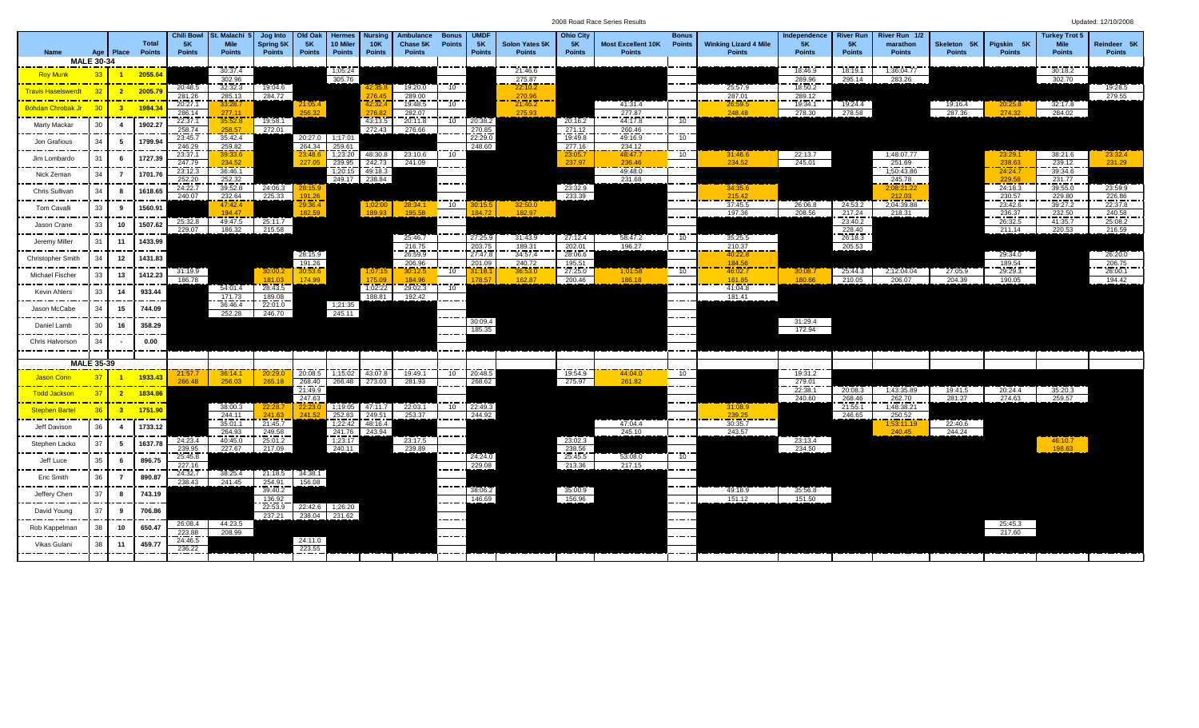2008 Road Race Series Results

Updated: 12/10/2008

| Name | Age | Place | Total Points | Chili Bowl 5K Points | St. Malachi 5 Mile Points | Jog Into Spring 5K Points | Old Oak 5K Points | Hermes 10 Miler Points | Nursing 10K Points | Ambulance Chase 5K Points | Bonus Points | UMDF 5K Points | Solon Yates 5K Points | Ohio City 5K Points | Most Excellent 10K Points | Bonus Points | Winking Lizard 4 Mile Points | Independence 5K Points | River Run 5K Points | River Run 1/2 marathon Points | Skeleton 5K Points | Pigskin 5K Points | Turkey Trot 5 Mile Points | Reindeer 5K Points |
|---|---|---|---|---|---|---|---|---|---|---|---|---|---|---|---|---|---|---|---|---|---|---|---|---|
| **MALE 30-34** | | | | | | | | | | | | | | | | | | | | | | | | |
| Roy Munk | 33 | 1 | 2055.64 | | 30:37.4 302.96 | | | 1:05:24 305.76 | | | | | 21:46.6 275.87 | | | | | 18:46.9 289.96 | 18:19.1 295.14 | 1:36:04.77 283.26 | | | 30:18.2 302.70 | |
| Travis Haselswerdt | 32 | 2 | 2005.79 | 20:48.5 281.26 | 32:42.3 285.13 | 19:04.6 284.72 | | | 42:35.8 276.45 | 19:20.0 289.00 | 10 | | 22:10.2 270.96 | | | | 25:57.9 287.01 | 18:50.2 289.12 | | | | | | 19:28.5 279.55 |
| Bohdan Chrobak Jr | 30 | 3 | 1984.34 | 20:27.1 286.14 | 33:28.7 277.11 | | 21:05.4 256.32 | | 42:32.4 276.82 | 19:48.5 282.07 | 10 | | 21:46.2 275.93 | | 41:31.4 277.87 | | 26:59.5 248.48 | 19:34.1 278.30 | 19:24.4 278.58 | | 19:16.4 287.36 | 20:25.8 274.32 | 32:17.8 284.02 | |
| Marty Mackar | 30 | 4 | 1902.27 | 22:31.1 258.74 | 35:52.8 258.57 | 19:58.1 272.01 | | | 43:13.5 272.43 | 20:11.8 276.66 | 10 | 20:38.2 270.85 | | 20:16.2 271.12 | 44:17.8 260.46 | 10 | | | | | | | | |
| Jon Grafious | 34 | 5 | 1799.94 | 23:45.7 246.29 | 35:42.4 259.82 | | 20:27.0 264.34 | 1:17:01 259.61 | | | | 22:29.0 248.60 | | 19:49.8 277.16 | 49:16.9 234.12 | 10 | | | | | | | | |
| Jim Lombardo | 31 | 6 | 1727.39 | 23:37.1 247.79 | 39:33.6 234.52 | | 23:48.6 227.05 | 1:23:20 239.95 | 48:30.8 242.73 | 23:10.6 241.09 | 10 | | | 23:05.7 237.97 | 46:47.7 236.46 | 10 | 31:46.6 234.52 | 22:13.7 245.01 | | 1:48:07.77 251.69 | | 23:29.1 238.63 | 38:21.6 239.12 | 23:32.4 231.29 |
| Nick Zeman | 34 | 7 | 1701.76 | 23:12.3 252.20 | 36:46.1 252.32 | | | 1:20:15 249.17 | 49:18.3 238.84 | | | | | | 49:48.0 231.68 | | | | | 1:50:43.86 245.78 | | 24:24.7 229.58 | 39:34.6 231.77 | |
| Chris Sullivan | 34 | 8 | 1618.65 | 24:22.7 240.07 | 39:52.8 232.64 | 24:06.3 225.33 | 28:15.9 191.26 | | | | | | | 23:32.9 233.39 | | | 34:35.6 215.42 | | | 2:08:21.22 212.03 | | 24:18.3 230.57 | 39:55.0 229.80 | 23:59.9 226.86 |
| Tom Cavalli | 33 | 9 | 1560.91 | | 47:42.4 194.47 | | 29:36.4 182.59 | | 1:02:00 189.93 | 28:34.1 195.58 | 10 | 30:15.5 184.72 | 32:50.0 182.97 | | | | 37:45.5 197.36 | 26:06.8 208.56 | 24:53.2 217.24 | 2:04:39.88 218.31 | | 23:42.6 236.37 | 39:27.2 232.50 | 22:37.8 240.58 |
| Jason Crane | 33 | 10 | 1507.62 | 25:32.8 229.07 | 49:47.5 186.32 | 25:11.7 215.58 | | | | | | | | | | | | | 23:40.2 228.40 | | | 26:32.5 211.14 | 41:35.7 220.53 | 25:08.2 216.59 |
| Jeremy Miller | 31 | 11 | 1433.99 | | | | | | | 25:46.7 216.75 | | 27:25.9 203.75 | 31:43.9 189.31 | 27:12.4 202.01 | 58:47.2 196.27 | 10 | 35:25.5 210.37 | | 26:18.3 205.53 | | | | | |
| Christopher Smith | 34 | 12 | 1431.83 | | | | 28:15.9 191.26 | | | 26:59.9 206.96 | | 27:47.8 201.09 | 34:57.4 240.72 | 28:06.6 195.51 | | | 40:22.8 184.56 | | | | | 29:34.0 189.54 | | 26:20.0 206.75 |
| Michael Fischer | 33 | 13 | 1412.23 | 31:19.9 186.78 | | 30:00.2 181.03 | 30:53.6 174.99 | | 1:07:15 175.09 | 30:12.5 184.96 | 10 | 31:18.1 178.57 | 36:53.0 162.87 | 27:25.0 200.46 | 1:01:58 186.18 | 10 | 46:02.7 161.85 | 30:08.7 180.66 | 25:44.3 210.05 | 2:12:04.04 206.07 | 27:05.9 204.39 | 29:29.3 190.05 | | 28:00.1 194.42 |
| Kevin Ahlers | 33 | 14 | 933.44 | | 54:01.4 171.73 | 28:43.5 189.08 | | | 1:02:22 188.81 | 29:02.3 192.42 | 10 | | | | | | 41:04.6 181.41 | | | | | | | |
| Jason McCabe | 34 | 15 | 744.09 | | 36:46.4 252.28 | 22:01.0 246.70 | | 1:21:35 245.11 | | | | | | | | | | | | | | | | |
| Daniel Lamb | 30 | 16 | 358.29 | | | | | | | | | 30:09.4 185.35 | | | | | | 31:29.4 172.94 | | | | | | |
| Chris Halvorson | 34 | - | 0.00 | | | | | | | | | | | | | | | | | | | | | |
| **MALE 35-39** | | | | | | | | | | | | | | | | | | | | | | | | |
| Jason Conn | 37 | 1 | 1933.43 | 21:57.7 266.48 | 36:14.1 256.03 | 20:29.0 265.18 | 20:08.5 268.40 | 1:15:02 266.48 | 43:07.8 273.03 | 19:49.1 281.93 | 10 | 20:48.5 268.62 | | 19:54.9 275.97 | 44:04.0 261.82 | 10 | | 19:31.2 279.01 | | | | | | |
| Todd Jackson | 37 | 2 | 1834.86 | | | | 21:49.9 247.63 | | | | | | | | | | | 22:38.1 240.60 | 20:08.3 268.46 | 1:43:35.89 262.70 | 19:41.5 281.27 | 20:24.4 274.63 | 35:20.3 259.57 | |
| Stephen Bartel | 36 | 3 | 1751.90 | | 38:00.3 244.11 | 22:28.7 241.63 | 22:23.0 241.52 | 1:19:05 252.83 | 47:11.7 249.51 | 22:03.1 253.37 | 10 | 22:49.3 244.92 | | | | | 31:08.9 239.25 | | 21:55.1 246.65 | 1:48:38.21 250.52 | | | | |
| Jeff Davison | 36 | 4 | 1733.12 | | 35:01.1 264.93 | 21:45.7 249.58 | | 1:22:42 241.76 | 48:16.4 243.94 | | | | | | 47:04.4 245.10 | | 30:35.7 243.57 | | | 1:53:11.19 240.45 | 22:40.6 244.24 | | | |
| Stephen Lacko | 37 | 5 | 1637.78 | 24:23.4 239.95 | 40:45.0 227.67 | 25:01.2 217.09 | | 1:23:17 240.11 | | 23:17.5 239.89 | | | | 23:02.3 238.56 | | | | 23:13.4 234.50 | | | | | 46:10.7 198.83 | |
| Jeff Luce | 35 | 6 | 896.75 | 25:45.8 227.16 | | | | | | | | 24:24.0 229.08 | | 25:45.5 213.36 | 53:08.0 217.15 | 10 | | | | | | | | |
| Eric Smith | 36 | 7 | 890.87 | 24:32.7 238.43 | 38:25.4 241.45 | 21:18.5 254.91 | 34:38.1 156.08 | | | | | | | | | | | | | | | | | |
| Jeffery Chen | 37 | 8 | 743.19 | | | 39:40.2 136.92 | | | | | | 38:06.2 146.69 | | 35:00.9 156.96 | | | 49:18.9 151.12 | 35:56.8 151.50 | | | | | | |
| David Young | 37 | 9 | 706.86 | | | 22:53.9 237.21 | 22:42.6 238.04 | 1:26:20 231.62 | | | | | | | | | | | | | | | | |
| Rob Kappelman | 38 | 10 | 650.47 | 26:08.4 223.88 | 44:23.5 208.99 | | | | | | | | | | | | | | | | | 25:45.3 217.60 | | |
| Vikas Gulani | 38 | 11 | 459.77 | 24:46.5 236.22 | | | 24:11.0 223.55 | | | | | | | | | | | | | | | | | |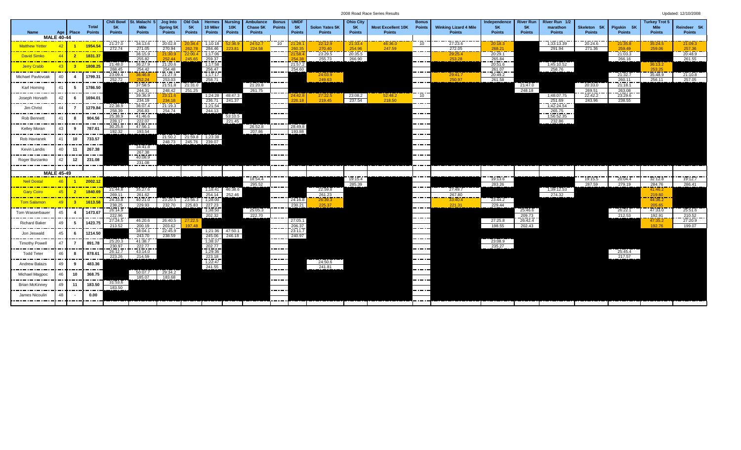| Name | Age | Place | Total Points | Chili Bowl 5K Points | St. Malachi 5 Mile Points | Jog Into Spring 5K Points | Old Oak 5K Points | Hermes 10 Miler Points | Nursing 10K Points | Ambulance Chase 5K Points | Bonus Points | UMDF 5K Points | Solon Yates 5K Points | Ohio City 5K Points | Most Excellent 10K Points | Bonus Points | Winking Lizard 4 Mile Points | Independence 5K Points | River Run 5K Points | River Run 1/2 marathon Points | Skeleton 5K Points | Pigskin 5K Points | Turkey Trot 5 Mile Points | Reindeer 5K Points |
|---|---|---|---|---|---|---|---|---|---|---|---|---|---|---|---|---|---|---|---|---|---|---|---|---|
| **MALE 40-44** | | | | | | | | | | | | | | | | | | | | | | | | |
| Matthew Yetter | 42 | 1 | 1954.54 | 21:27.0 272.74 | 34:13.6 271.05 | 20:02.8 270.94 | 20:34.4 262.78 | 1:10:18 284.46 | 52:36.9 223.81 | 24:52.7 224.58 | 10 | 21:28.1 260.35 | 22:12.9 270.40 | 21:33.4 254.96 | 46:36.0 247.59 | 10 | 27:23.6 272.05 | 20:18.3 268.21 | | 1:33:13.39 291.94 | 20:24.6 271.36 | 21:35.8 259.49 | 35:24.5 259.06 | 21:09.3 257.36 |
| David Simko | 44 | 2 | 1831.37 | | 36:15.9 255.82 | 21:30.9 252.44 | 22:00.4 245.65 | 1:17:06 259.37 | | | | 21:58.4 254.38 | 23:29.5 255.73 | 20:35.5 266.90 | | | 29:25.4 253.28 | 20:29.1 265.84 | | | | 21:03.3 266.16 | | 20:48.9 261.55 |
| Jerry Crabb | 43 | 3 | 1808.25 | 21:48.0 268.45 | 36:27.9 254.42 | 21:20.6 254.48 | | 1:17:58 256.47 | | | | 21:57.2 254.60 | | | | | | 20:51.6 261.07 | | 1:45:10.52 258.76 | | | 36:13.2 253.25 | |
| Michael Pavlovcak | 40 | 4 | 1799.31 | 23:09.4 252.72 | 36:46.8 252.24 | 21:27.9 253.03 | | 1:17:17 258.71 | | | | | 24:03.9 249.63 | | | | 29:41.7 250.97 | 20:49.2 261.58 | | | | 21:32.7 260.11 | 35:48.9 256.11 | 21:10.8 257.05 |
| Karl Horning | 41 | 5 | 1786.50 | | 37:58.5 244.31 | 21:51.8 248.42 | 21:31.0 251.25 | | | 21:20.8 261.75 | | | | | | | | | 21:47.0 248.18 | | 20:33.0 269.51 | 21:18.1 263.08 | | |
| Joseph Horvath | 42 | 6 | 1694.01 | | 39:36.9 234.19 | 23:11.6 234.18 | | 1:24:28 236.71 | 48:47.3 241.37 | | | 24:42.8 226.18 | 27:22.5 219.45 | 23:08.2 237.54 | 52:48.2 218.50 | 10 | | | | 1:48:07.75 251.69 | 22:42.2 243.96 | 23:29.6 238.55 | | |
| Jim Christ | 44 | 7 | 1279.84 | 22:38.9 258.39 | 36:07.4 256.83 | 21:19.3 254.74 | | 1:21:54 244.13 | | | | | | | | | | | | 1:42:24.54 265.75 | | | | |
| Rob Bennett | 41 | 8 | 904.56 | 25:38.9 228.17 | 41:46.8 222.07 | | | | 53:10.5 221.45 | | | | | | | | | | | 1:56:52.35 232.86 | | | | |
| Kelley Moran | 43 | 9 | 787.61 | 30:25.8 192.32 | 47:56.1 193.54 | | | | | 26:52.8 207.86 | | 28:49.8 193.88 | | | | | | | | | | | | |
| Rob Havranek | 41 | 10 | 733.57 | | | 21:50.2 248.73 | 21:59.8 245.76 | 1:23:38 239.07 | | | | | | | | | | | | | | | | |
| Kevin Landis | 40 | 11 | 267.38 | | 34:41.8 267.38 | | | | | | | | | | | | | | | | | | | |
| Roger Burzanko | 42 | 12 | 231.08 | | 40:08.9 231.08 | | | | | | | | | | | | | | | | | | | |
| **MALE 45-49** | | | | | | | | | | | | | | | | | | | | | | | | |
| Neil Dostal | 46 | 1 | 2002.12 | | | | | | | 18:54.4 295.52 | | | | 19:15.4 285.39 | | | | 19:13.6 283.26 | | | 19:15.5 287.59 | 20:04.4 279.19 | 32:12.8 284.76 | 19:12.7 286.41 |
| Gary Coiro | 45 | 2 | 1840.69 | 21:44.8 269.11 | 35:27.6 261.62 | | | 1:18:41 254.14 | 46:38.6 252.46 | | | | 22:59.8 261.23 | | | | 27:49.7 267.80 | | | 1:39:12.53 274.32 | | | 41:46.2 219.60 | |
| Tom Salamon | 49 | 3 | 1613.58 | 24:33.8 238.25 | 40:21.0 229.93 | 23:20.5 232.70 | 23:56.3 225.83 | 1:28:00 227.23 | | | | 24:16.8 230.21 | 26:39.8 225.37 | | | | 33:40.4 221.31 | 23:44.2 229.44 | | | | | 44:36.2 205.65 | |
| Tom Wasserbauer | 45 | 4 | 1473.67 | 26:14.9 222.96 | | | | 1:38:50 202.32 | | 25:05.3 222.70 | | | | | | | | | 25:46.6 209.73 | | | 26:22.1 212.53 | 47:33.0 192.91 | 25:51.6 210.52 |
| Richard Baker | 49 | 5 | 1423.75 | 27:24.5 213.52 | 46:20.6 200.19 | 26:40.5 203.62 | 27:22.5 197.48 | | | | | 27:05.1 206.37 | | | | | | 27:25.8 198.55 | 26:42.4 202.43 | | | | 47:35.2 192.76 | 27:20.3 199.07 |
| Jon Jeswald | 45 | 6 | 1214.50 | | 38:04.1 243.70 | 22:45.9 238.59 | | 1:21:36 245.06 | 47:50.1 246.18 | | | 23:11.7 240.97 | | | | | | | | | | | | |
| Timothy Powell | 47 | 7 | 891.78 | 25:20.3 230.97 | 41:38.7 222.77 | | | 1:38:37 202.77 | | | | | | | | | | 23:08.9 235.27 | | | | | | |
| Todd Teter | 46 | 8 | 878.61 | 26:12.7 223.26 | 43:14.0 214.59 | | | 1:29:36 223.18 | | | | | | | | | | | | | | 25:45.4 217.57 | | |
| Andrew Balazs | 49 | 9 | 483.36 | | | | | 1:22:47 241.55 | | | | | 24:50.6 241.81 | | | | | | | | | | | |
| Michael Magpoc | 46 | 10 | 368.75 | | 50:07.7 185.07 | 29:34.2 183.68 | | | | | | | | | | | | | | | | | | |
| Brian McKinney | 49 | 11 | 183.50 | 31:53.6 183.50 | | | | | | | | | | | | | | | | | | | | |
| James Nicoulin | 48 | - | 0.00 | | | | | | | | | | | | | | | | | | | | | |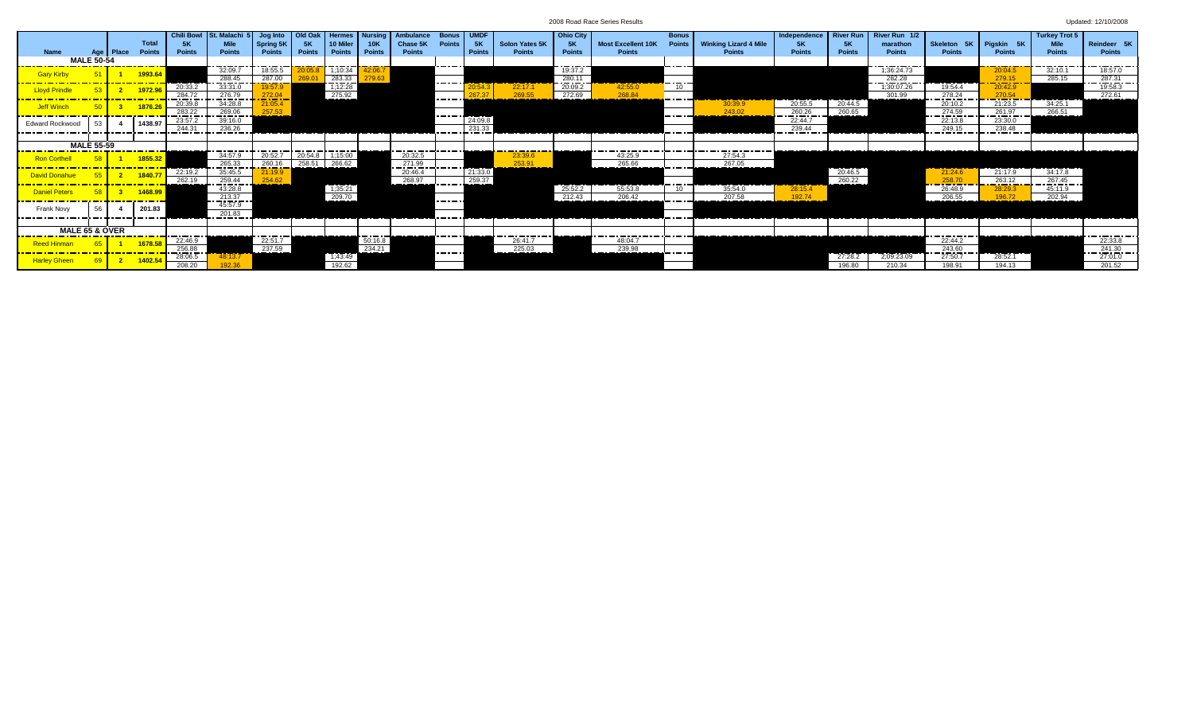2008 Road Race Series Results

Updated: 12/10/2008

| Name | Age | Place | Total Points | Chili Bowl 5K Points | St. Malachi 5 Mile Points | Jog Into Spring 5K Points | Old Oak 5K Points | Hermes 10 Miler Points | Nursing 10K Points | Ambulance Chase 5K Points | Bonus Points | UMDF 5K Points | Solon Yates 5K Points | Ohio City 5K Points | Most Excellent 10K Points | Bonus Points | Winking Lizard 4 Mile Points | Independence 5K Points | River Run 5K Points | River Run 1/2 marathon Points | Skeleton 5K Points | Pigskin 5K Points | Turkey Trot 5 Mile Points | Reindeer 5K Points |
|---|---|---|---|---|---|---|---|---|---|---|---|---|---|---|---|---|---|---|---|---|---|---|---|---|
| **MALE 50-54** | | | | | | | | | | | | | | | | | | | | | | | | |
| Gary Kirby | 51 | 1 | 1993.64 | | 32:09.7 / 288.45 | 18:55.5 / 287.00 | 20:05.8 / 269.01 | 1:10:34 / 283.33 | 42:06.7 / 279.63 | | | | | 19:37.2 / 280.11 | | | | | | 1:36:24.73 / 282.28 | | 20:04.5 / 279.15 | 32:10.1 / 285.15 | 18:57.0 / 287.31 |
| Lloyd Prindle | 53 | 2 | 1972.96 | 20:33.2 / 284.72 | 33:31.0 / 276.79 | 19:57.9 / 272.04 | | 1:12:28 / 275.92 | | | | 20:54.3 / 267.37 | 22:17.1 / 269.55 | 20:09.2 / 272.69 | 42:55.0 / 268.84 | 10 | | | | 1:30:07.26 / 301.99 | 19:54.4 / 278.24 | 20:42.9 / 270.54 | | 19:58.3 / 272.61 |
| Jeff Winch | 50 | 3 | 1876.26 | 20:39.8 / 283.22 | 34:28.8 / 269.06 | 21:05.4 / 257.53 | | | | | | | | | | | 30:39.9 / 243.02 | 20:55.5 / 260.26 | 20:44.5 / 260.65 | | 20:10.2 / 274.59 | 21:23.5 / 261.97 | 34:25.1 / 266.51 | |
| Edward Rockwood | 53 | 4 | 1438.97 | 23:57.2 / 244.31 | 39:16.0 / 236.26 | | | | | | | 24:09.8 / 231.33 | | | | | | 22:44.7 / 239.44 | | | 22:13.8 / 249.15 | 23:30.0 / 238.48 | | |
| **MALE 55-59** | | | | | | | | | | | | | | | | | | | | | | | | |
| Ron Corthell | 58 | 1 | 1855.32 | | 34:57.9 / 265.33 | 20:52.7 / 260.16 | 20:54.8 / 258.51 | 1:15:00 / 266.62 | | 20:32.5 / 271.99 | | | 23:39.6 / 253.91 | | 43:25.9 / 265.66 | | 27:54.3 / 267.05 | | | | | | | |
| David Donahue | 55 | 2 | 1840.77 | 22:19.2 / 262.19 | 35:45.5 / 259.44 | 21:19.9 / 254.62 | | | | 20:46.4 / 268.97 | | 21:33.0 / 259.37 | | | | | | | 20:46.5 / 260.22 | | 21:24.6 / 258.70 | 21:17.9 / 263.12 | 34:17.8 / 267.45 | |
| Daniel Peters | 58 | 3 | 1468.99 | | 43:28.8 / 213.37 | | | 1:35:21 / 209.70 | | | | | | 25:52.2 / 212.43 | 55:53.8 / 206.42 | 10 | 35:54.0 / 207.58 | 28:15.4 / 192.74 | | | 26:48.9 / 206.55 | 28:29.3 / 196.72 | 45:11.9 / 202.94 | |
| Frank Novy | 56 | 4 | 201.83 | | 45:57.9 / 201.83 | | | | | | | | | | | | | | | | | | | |
| **MALE 65 & OVER** | | | | | | | | | | | | | | | | | | | | | | | | |
| Reed Hinman | 65 | 1 | 1678.58 | 22:46.9 / 256.88 | | 22:51.7 / 237.59 | | | 50:16.8 / 234.21 | | | | 26:41.7 / 225.03 | | 48:04.7 / 239.98 | | | | | | 22:44.2 / 243.60 | | | 22:33.8 / 241.30 |
| Harley Gheen | 69 | 2 | 1402.54 | 28:06.5 / 208.20 | 48:13.7 / 192.36 | | | 1:43:49 / 192.62 | | | | | | | | | | | 27:28.2 / 196.80 | 2:09:23.09 / 210.34 | 27:50.7 / 198.91 | 28:52.1 / 194.13 | | 27:01.0 / 201.52 |